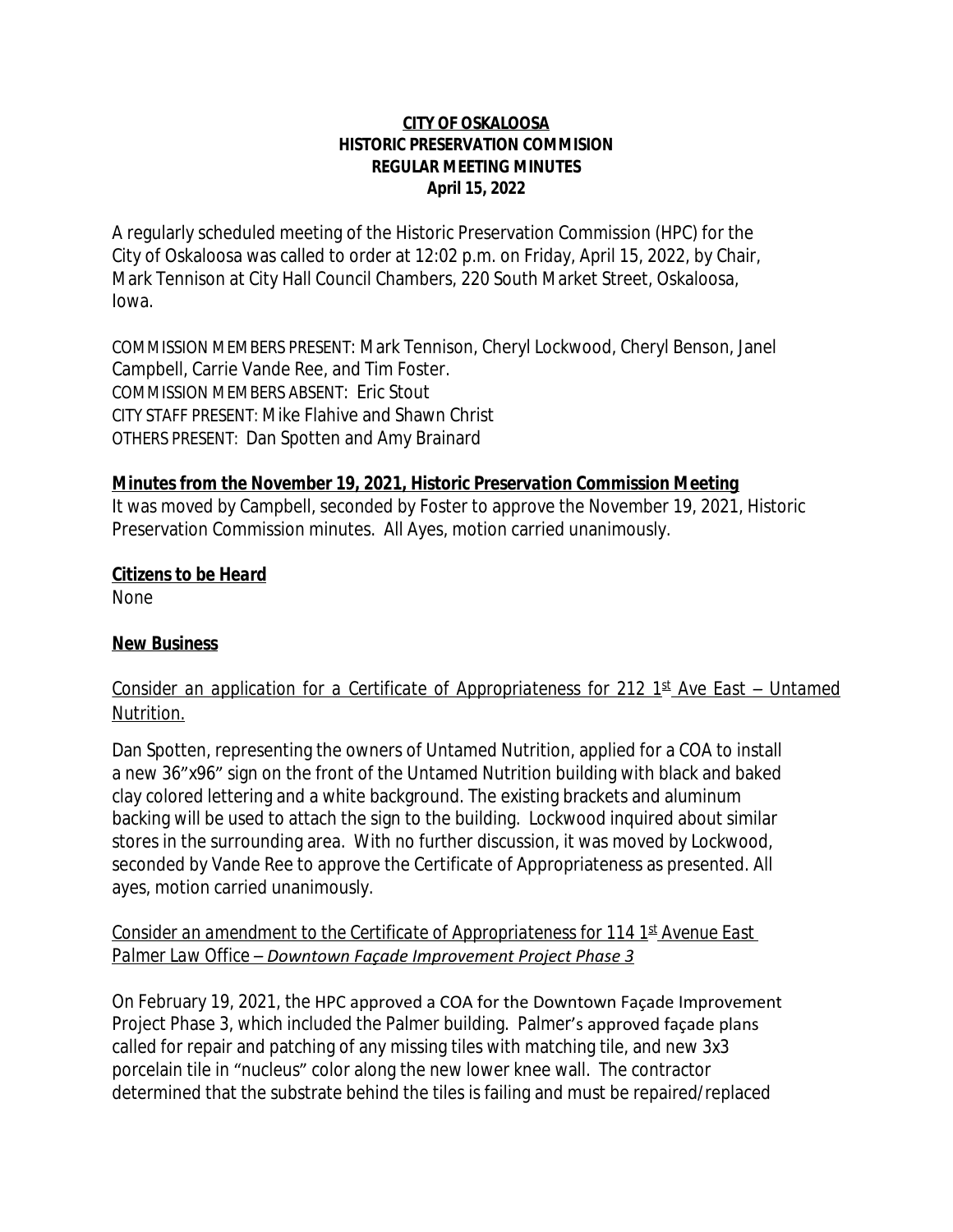**CITY OF OSKALOOSA**
**HISTORIC PRESERVATION COMMISION**
**REGULAR MEETING MINUTES**
**April 15, 2022**

A regularly scheduled meeting of the Historic Preservation Commission (HPC) for the City of Oskaloosa was called to order at 12:02 p.m. on Friday, April 15, 2022, by Chair, Mark Tennison at City Hall Council Chambers, 220 South Market Street, Oskaloosa, Iowa.

COMMISSION MEMBERS PRESENT: Mark Tennison, Cheryl Lockwood, Cheryl Benson, Janel Campbell, Carrie Vande Ree, and Tim Foster.
COMMISSION MEMBERS ABSENT: Eric Stout
CITY STAFF PRESENT: Mike Flahive and Shawn Christ
OTHERS PRESENT: Dan Spotten and Amy Brainard

**Minutes from the November 19, 2021, Historic Preservation Commission Meeting**

It was moved by Campbell, seconded by Foster to approve the November 19, 2021, Historic Preservation Commission minutes. All Ayes, motion carried unanimously.

**Citizens to be Heard**

None

**New Business**

Consider an application for a Certificate of Appropriateness for 212 1st Ave East – Untamed Nutrition.

Dan Spotten, representing the owners of Untamed Nutrition, applied for a COA to install a new 36"x96" sign on the front of the Untamed Nutrition building with black and baked clay colored lettering and a white background. The existing brackets and aluminum backing will be used to attach the sign to the building. Lockwood inquired about similar stores in the surrounding area. With no further discussion, it was moved by Lockwood, seconded by Vande Ree to approve the Certificate of Appropriateness as presented. All ayes, motion carried unanimously.

Consider an amendment to the Certificate of Appropriateness for 114 1st Avenue East Palmer Law Office – *Downtown Façade Improvement Project Phase 3*

On February 19, 2021, the HPC approved a COA for the Downtown Façade Improvement Project Phase 3, which included the Palmer building. Palmer's approved façade plans called for repair and patching of any missing tiles with matching tile, and new 3x3 porcelain tile in "nucleus" color along the new lower knee wall. The contractor determined that the substrate behind the tiles is failing and must be repaired/replaced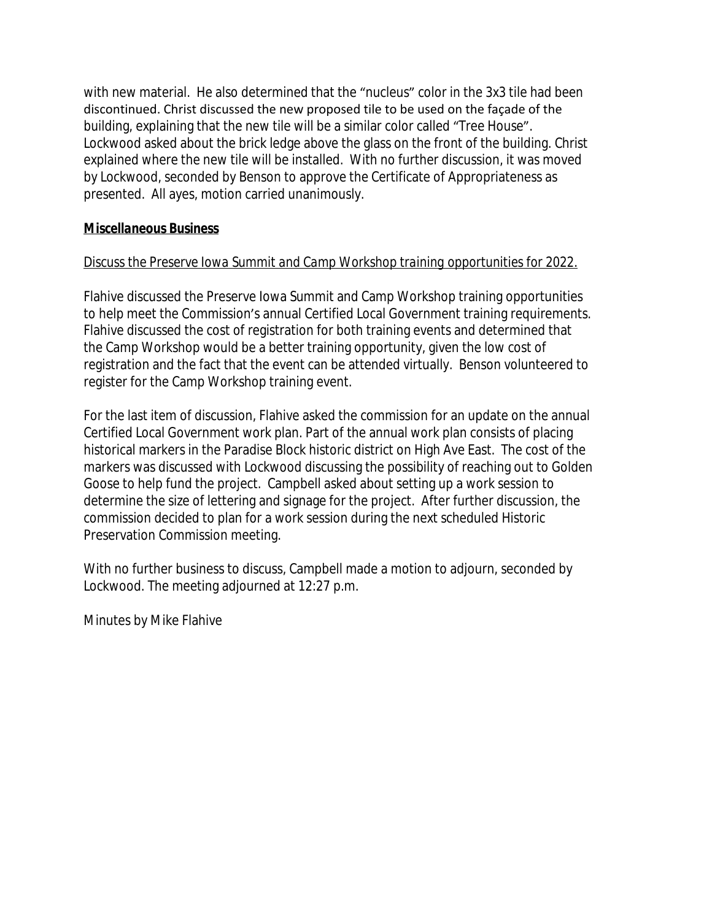with new material. He also determined that the "nucleus" color in the 3x3 tile had been discontinued. Christ discussed the new proposed tile to be used on the façade of the building, explaining that the new tile will be a similar color called "Tree House". Lockwood asked about the brick ledge above the glass on the front of the building. Christ explained where the new tile will be installed. With no further discussion, it was moved by Lockwood, seconded by Benson to approve the Certificate of Appropriateness as presented. All ayes, motion carried unanimously.

***Miscellaneous Business***

*Discuss the Preserve Iowa Summit and Camp Workshop training opportunities for 2022.*

Flahive discussed the Preserve Iowa Summit and Camp Workshop training opportunities to help meet the Commission's annual Certified Local Government training requirements. Flahive discussed the cost of registration for both training events and determined that the Camp Workshop would be a better training opportunity, given the low cost of registration and the fact that the event can be attended virtually. Benson volunteered to register for the Camp Workshop training event.

For the last item of discussion, Flahive asked the commission for an update on the annual Certified Local Government work plan. Part of the annual work plan consists of placing historical markers in the Paradise Block historic district on High Ave East. The cost of the markers was discussed with Lockwood discussing the possibility of reaching out to Golden Goose to help fund the project. Campbell asked about setting up a work session to determine the size of lettering and signage for the project. After further discussion, the commission decided to plan for a work session during the next scheduled Historic Preservation Commission meeting.

With no further business to discuss, Campbell made a motion to adjourn, seconded by Lockwood. The meeting adjourned at 12:27 p.m.

Minutes by Mike Flahive